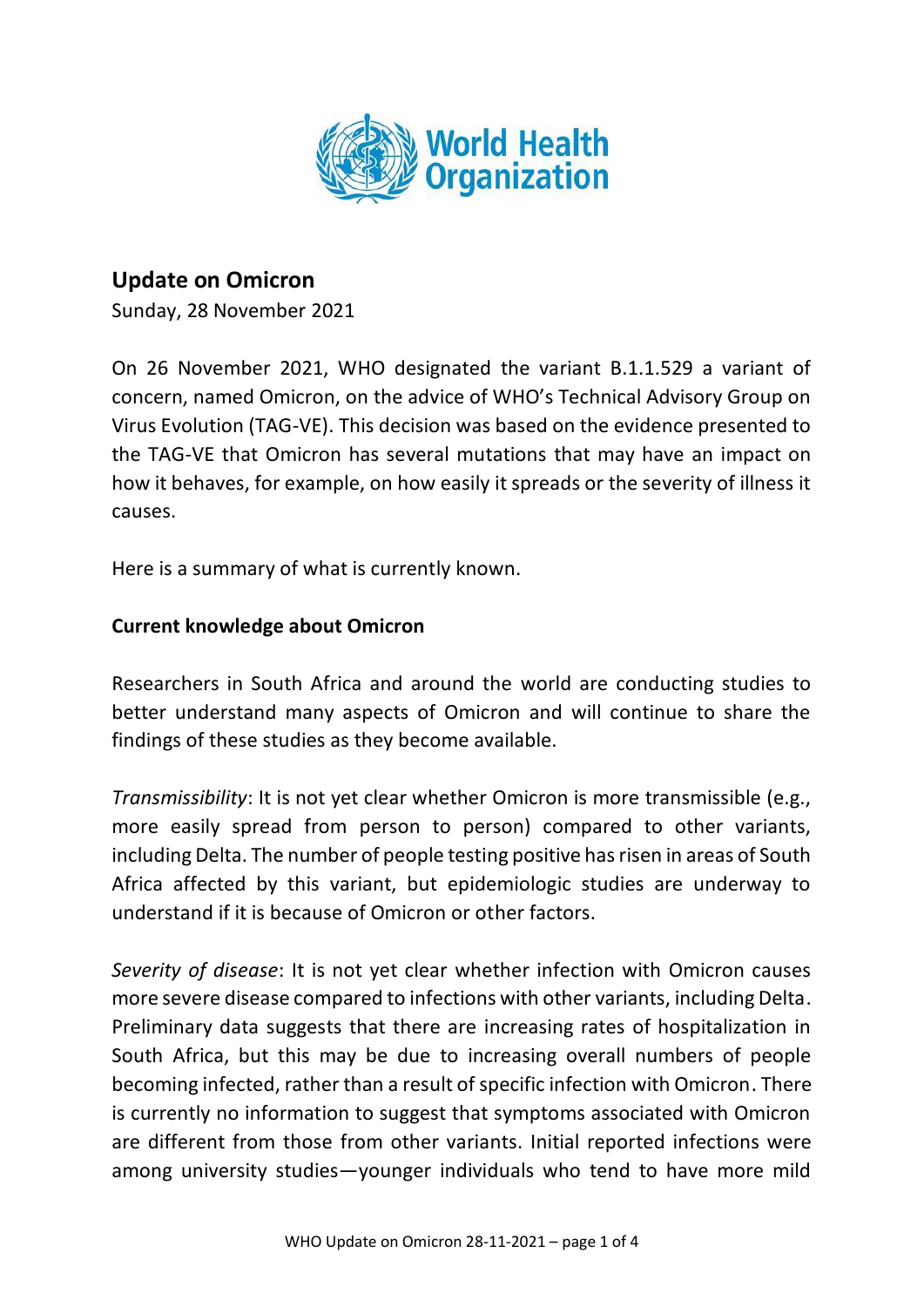World Health Organization

# Update on Omicron

Sunday, 28 November 2021

On 26 November 2021, WHO designated the variant B.1.1.529 a variant of concern, named Omicron, on the advice of WHO's Technical Advisory Group on Virus Evolution (TAG-VE). This decision was based on the evidence presented to the TAG-VE that Omicron has several mutations that may have an impact on how it behaves, for example, on how easily it spreads or the severity of illness it causes.

Here is a summary of what is currently known.

## Current knowledge about Omicron

Researchers in South Africa and around the world are conducting studies to better understand many aspects of Omicron and will continue to share the findings of these studies as they become available.

*Transmissibility*: It is not yet clear whether Omicron is more transmissible (e.g., more easily spread from person to person) compared to other variants, including Delta. The number of people testing positive has risen in areas of South Africa affected by this variant, but epidemiologic studies are underway to understand if it is because of Omicron or other factors.

*Severity of disease*: It is not yet clear whether infection with Omicron causes more severe disease compared to infections with other variants, including Delta. Preliminary data suggests that there are increasing rates of hospitalization in South Africa, but this may be due to increasing overall numbers of people becoming infected, rather than a result of specific infection with Omicron. There is currently no information to suggest that symptoms associated with Omicron are different from those from other variants. Initial reported infections were among university studies—younger individuals who tend to have more mild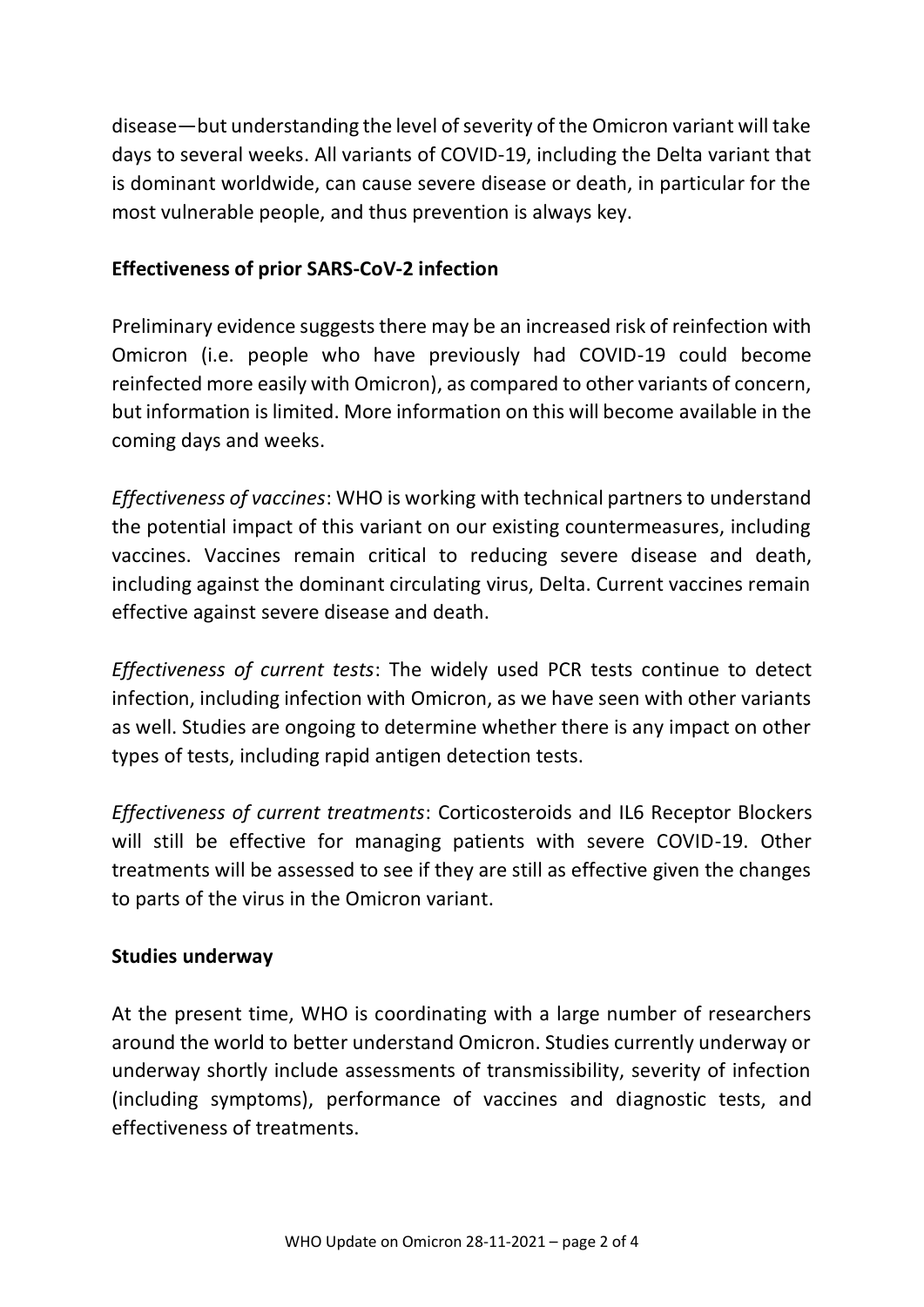disease—but understanding the level of severity of the Omicron variant will take days to several weeks. All variants of COVID-19, including the Delta variant that is dominant worldwide, can cause severe disease or death, in particular for the most vulnerable people, and thus prevention is always key.

**Effectiveness of prior SARS-CoV-2 infection**

Preliminary evidence suggests there may be an increased risk of reinfection with Omicron (i.e. people who have previously had COVID-19 could become reinfected more easily with Omicron), as compared to other variants of concern, but information is limited. More information on this will become available in the coming days and weeks.

*Effectiveness of vaccines*: WHO is working with technical partners to understand the potential impact of this variant on our existing countermeasures, including vaccines. Vaccines remain critical to reducing severe disease and death, including against the dominant circulating virus, Delta. Current vaccines remain effective against severe disease and death.

*Effectiveness of current tests*: The widely used PCR tests continue to detect infection, including infection with Omicron, as we have seen with other variants as well. Studies are ongoing to determine whether there is any impact on other types of tests, including rapid antigen detection tests.

*Effectiveness of current treatments*: Corticosteroids and IL6 Receptor Blockers will still be effective for managing patients with severe COVID-19. Other treatments will be assessed to see if they are still as effective given the changes to parts of the virus in the Omicron variant.

**Studies underway**

At the present time, WHO is coordinating with a large number of researchers around the world to better understand Omicron. Studies currently underway or underway shortly include assessments of transmissibility, severity of infection (including symptoms), performance of vaccines and diagnostic tests, and effectiveness of treatments.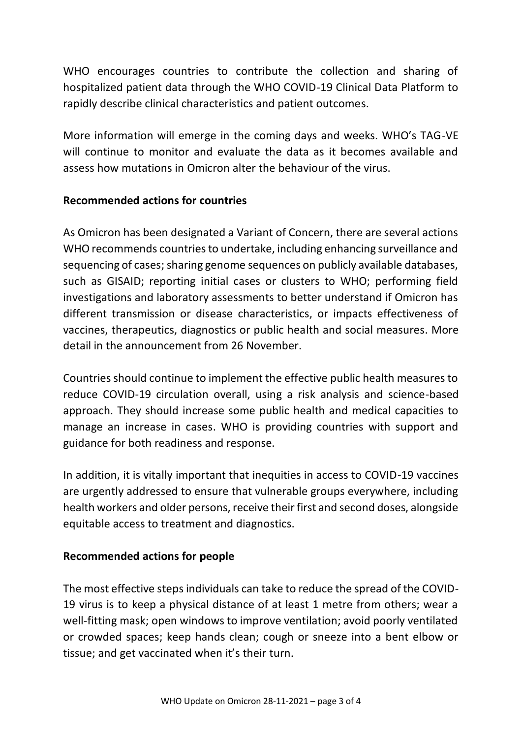WHO encourages countries to contribute the collection and sharing of hospitalized patient data through the WHO COVID-19 Clinical Data Platform to rapidly describe clinical characteristics and patient outcomes.

More information will emerge in the coming days and weeks. WHO's TAG-VE will continue to monitor and evaluate the data as it becomes available and assess how mutations in Omicron alter the behaviour of the virus.

**Recommended actions for countries**

As Omicron has been designated a Variant of Concern, there are several actions WHO recommends countries to undertake, including enhancing surveillance and sequencing of cases; sharing genome sequences on publicly available databases, such as GISAID; reporting initial cases or clusters to WHO; performing field investigations and laboratory assessments to better understand if Omicron has different transmission or disease characteristics, or impacts effectiveness of vaccines, therapeutics, diagnostics or public health and social measures. More detail in the announcement from 26 November.

Countries should continue to implement the effective public health measures to reduce COVID-19 circulation overall, using a risk analysis and science-based approach. They should increase some public health and medical capacities to manage an increase in cases. WHO is providing countries with support and guidance for both readiness and response.

In addition, it is vitally important that inequities in access to COVID-19 vaccines are urgently addressed to ensure that vulnerable groups everywhere, including health workers and older persons, receive their first and second doses, alongside equitable access to treatment and diagnostics.

**Recommended actions for people**

The most effective steps individuals can take to reduce the spread of the COVID-19 virus is to keep a physical distance of at least 1 metre from others; wear a well-fitting mask; open windows to improve ventilation; avoid poorly ventilated or crowded spaces; keep hands clean; cough or sneeze into a bent elbow or tissue; and get vaccinated when it's their turn.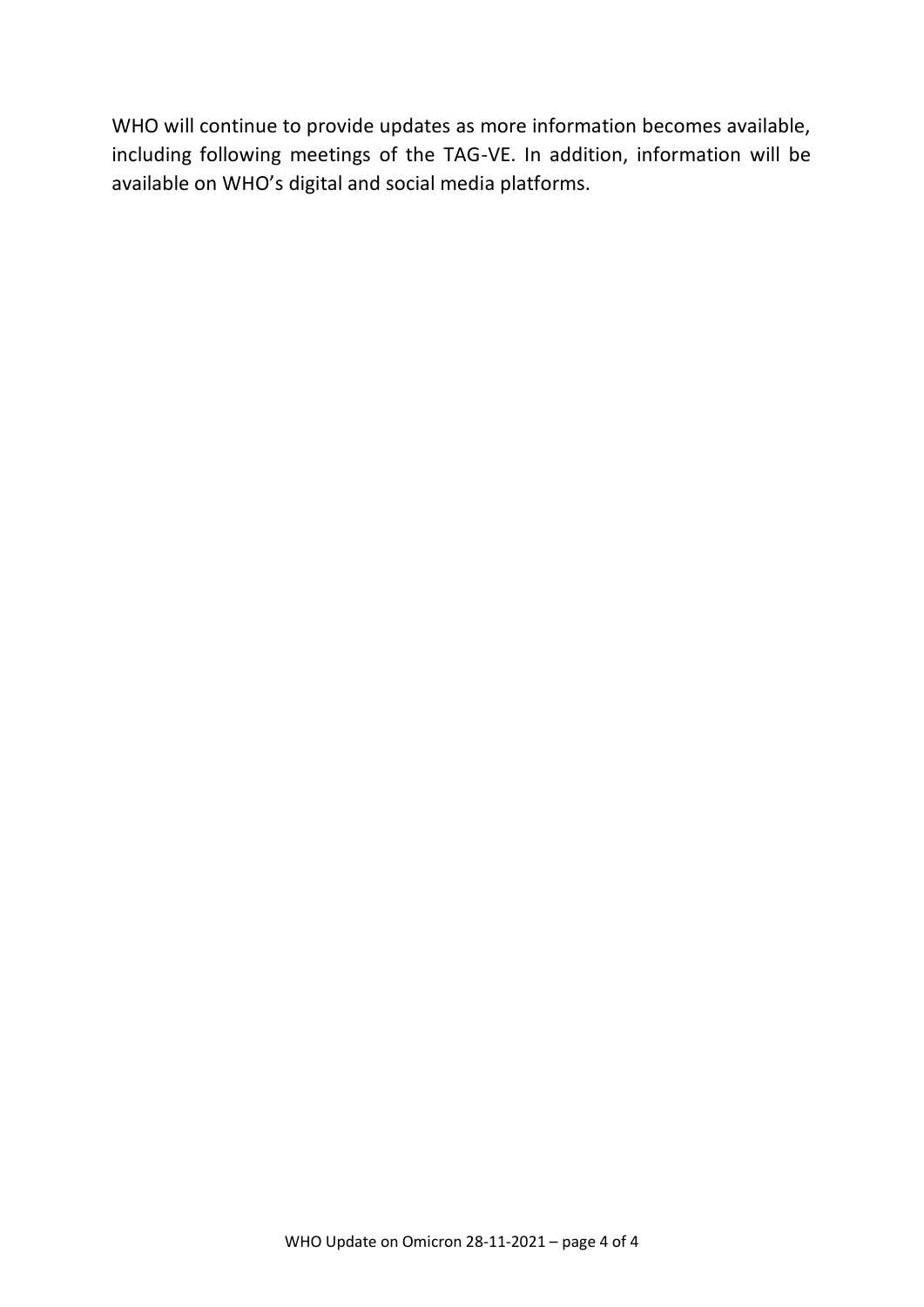WHO will continue to provide updates as more information becomes available, including following meetings of the TAG-VE. In addition, information will be available on WHO's digital and social media platforms.